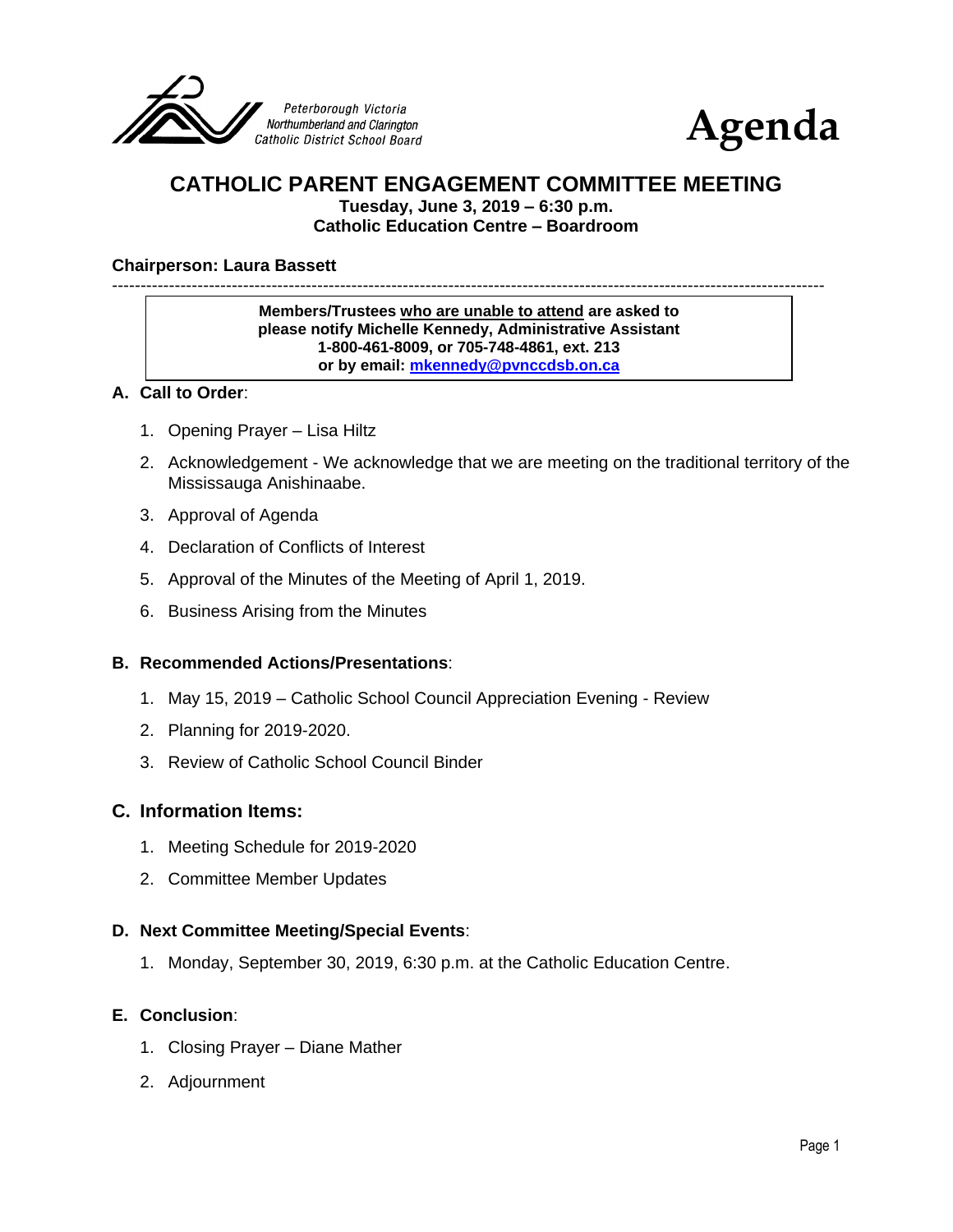Peterborough Victoria
Northumberland and Clarington
Catholic District School Board

# Agenda

## CATHOLIC PARENT ENGAGEMENT COMMITTEE MEETING

**Tuesday, June 3, 2019 – 6:30 p.m.**
**Catholic Education Centre – Boardroom**

**Chairperson: Laura Bassett**

---

> **Members/Trustees who are unable to attend are asked to please notify Michelle Kennedy, Administrative Assistant 1-800-461-8009, or 705-748-4861, ext. 213 or by email: mkennedy@pvnccdsb.on.ca**

### A. Call to Order:

1. Opening Prayer – Lisa Hiltz
2. Acknowledgement - We acknowledge that we are meeting on the traditional territory of the Mississauga Anishinaabe.
3. Approval of Agenda
4. Declaration of Conflicts of Interest
5. Approval of the Minutes of the Meeting of April 1, 2019.
6. Business Arising from the Minutes

### B. Recommended Actions/Presentations:

1. May 15, 2019 – Catholic School Council Appreciation Evening - Review
2. Planning for 2019-2020.
3. Review of Catholic School Council Binder

### C. Information Items:

1. Meeting Schedule for 2019-2020
2. Committee Member Updates

### D. Next Committee Meeting/Special Events:

1. Monday, September 30, 2019, 6:30 p.m. at the Catholic Education Centre.

### E. Conclusion:

1. Closing Prayer – Diane Mather
2. Adjournment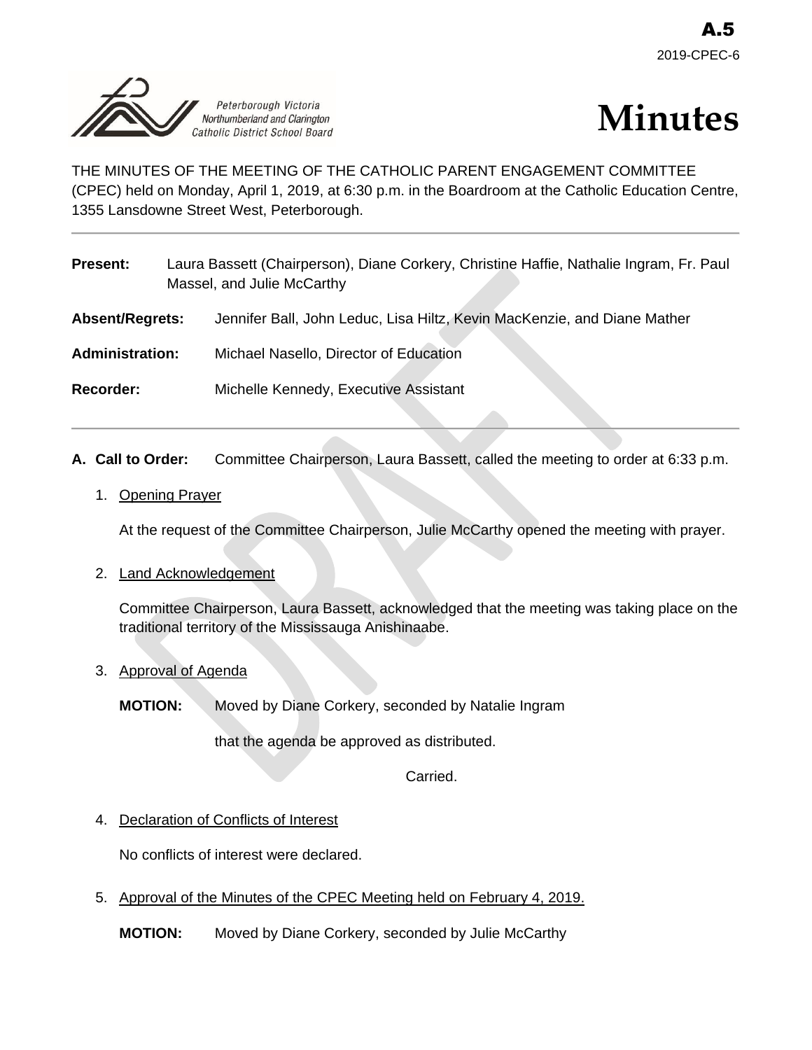A.5
2019-CPEC-6

# Minutes

THE MINUTES OF THE MEETING OF THE CATHOLIC PARENT ENGAGEMENT COMMITTEE (CPEC) held on Monday, April 1, 2019, at 6:30 p.m. in the Boardroom at the Catholic Education Centre, 1355 Lansdowne Street West, Peterborough.

---

**Present:** Laura Bassett (Chairperson), Diane Corkery, Christine Haffie, Nathalie Ingram, Fr. Paul Massel, and Julie McCarthy

**Absent/Regrets:** Jennifer Ball, John Leduc, Lisa Hiltz, Kevin MacKenzie, and Diane Mather

**Administration:** Michael Nasello, Director of Education

**Recorder:** Michelle Kennedy, Executive Assistant

---

**A. Call to Order:** Committee Chairperson, Laura Bassett, called the meeting to order at 6:33 p.m.

1. Opening Prayer

   At the request of the Committee Chairperson, Julie McCarthy opened the meeting with prayer.

2. Land Acknowledgement

   Committee Chairperson, Laura Bassett, acknowledged that the meeting was taking place on the traditional territory of the Mississauga Anishinaabe.

3. Approval of Agenda

   **MOTION:** Moved by Diane Corkery, seconded by Natalie Ingram

   that the agenda be approved as distributed.

   Carried.

4. Declaration of Conflicts of Interest

   No conflicts of interest were declared.

5. Approval of the Minutes of the CPEC Meeting held on February 4, 2019.

   **MOTION:** Moved by Diane Corkery, seconded by Julie McCarthy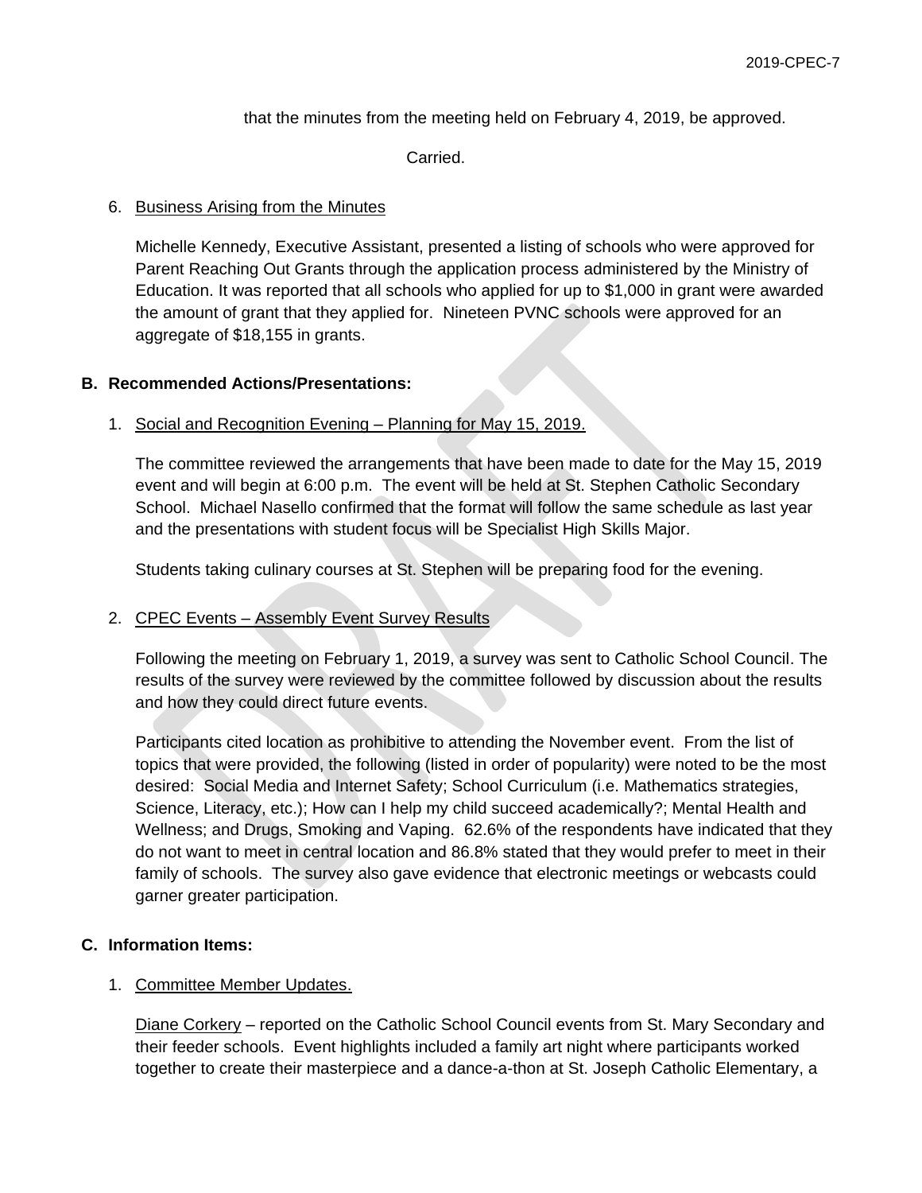that the minutes from the meeting held on February 4, 2019, be approved.

Carried.

6. Business Arising from the Minutes

   Michelle Kennedy, Executive Assistant, presented a listing of schools who were approved for Parent Reaching Out Grants through the application process administered by the Ministry of Education. It was reported that all schools who applied for up to $1,000 in grant were awarded the amount of grant that they applied for. Nineteen PVNC schools were approved for an aggregate of $18,155 in grants.

## B. Recommended Actions/Presentations:

1. Social and Recognition Evening – Planning for May 15, 2019.

   The committee reviewed the arrangements that have been made to date for the May 15, 2019 event and will begin at 6:00 p.m. The event will be held at St. Stephen Catholic Secondary School. Michael Nasello confirmed that the format will follow the same schedule as last year and the presentations with student focus will be Specialist High Skills Major.

   Students taking culinary courses at St. Stephen will be preparing food for the evening.

2. CPEC Events – Assembly Event Survey Results

   Following the meeting on February 1, 2019, a survey was sent to Catholic School Council. The results of the survey were reviewed by the committee followed by discussion about the results and how they could direct future events.

   Participants cited location as prohibitive to attending the November event. From the list of topics that were provided, the following (listed in order of popularity) were noted to be the most desired: Social Media and Internet Safety; School Curriculum (i.e. Mathematics strategies, Science, Literacy, etc.); How can I help my child succeed academically?; Mental Health and Wellness; and Drugs, Smoking and Vaping. 62.6% of the respondents have indicated that they do not want to meet in central location and 86.8% stated that they would prefer to meet in their family of schools. The survey also gave evidence that electronic meetings or webcasts could garner greater participation.

## C. Information Items:

1. Committee Member Updates.

   Diane Corkery – reported on the Catholic School Council events from St. Mary Secondary and their feeder schools. Event highlights included a family art night where participants worked together to create their masterpiece and a dance-a-thon at St. Joseph Catholic Elementary, a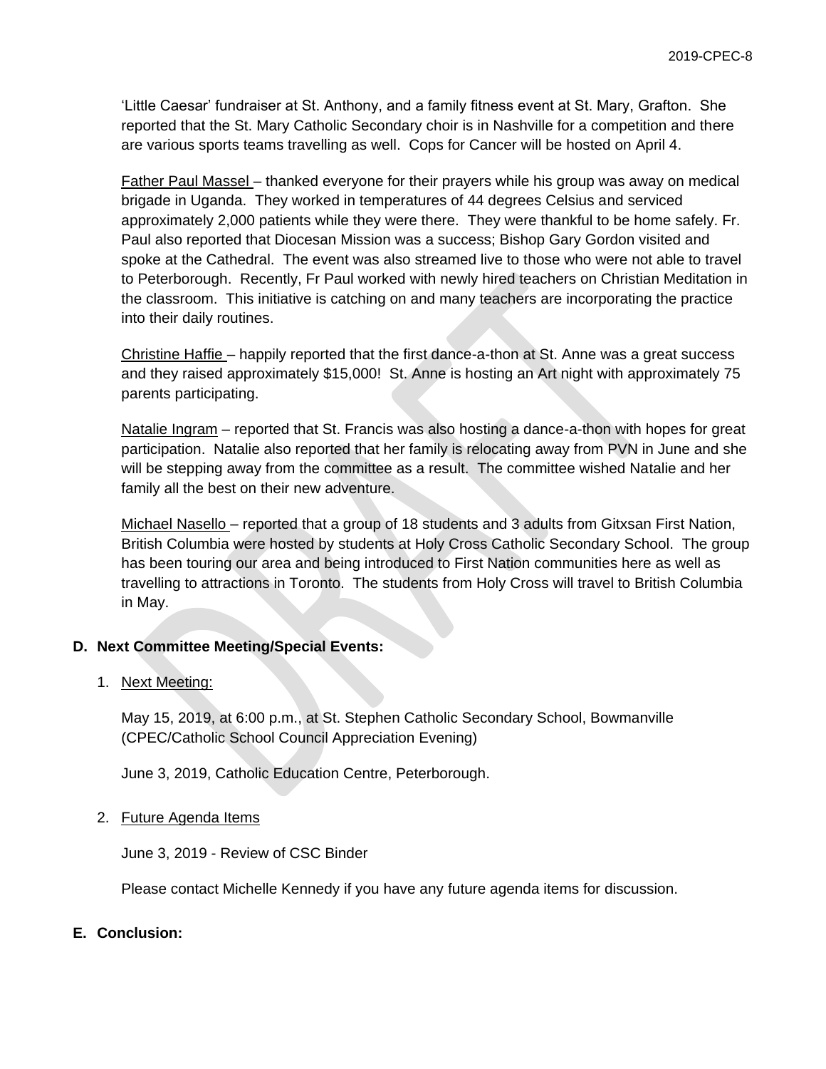'Little Caesar' fundraiser at St. Anthony, and a family fitness event at St. Mary, Grafton. She reported that the St. Mary Catholic Secondary choir is in Nashville for a competition and there are various sports teams travelling as well. Cops for Cancer will be hosted on April 4.

Father Paul Massel – thanked everyone for their prayers while his group was away on medical brigade in Uganda. They worked in temperatures of 44 degrees Celsius and serviced approximately 2,000 patients while they were there. They were thankful to be home safely. Fr. Paul also reported that Diocesan Mission was a success; Bishop Gary Gordon visited and spoke at the Cathedral. The event was also streamed live to those who were not able to travel to Peterborough. Recently, Fr Paul worked with newly hired teachers on Christian Meditation in the classroom. This initiative is catching on and many teachers are incorporating the practice into their daily routines.

Christine Haffie – happily reported that the first dance-a-thon at St. Anne was a great success and they raised approximately $15,000! St. Anne is hosting an Art night with approximately 75 parents participating.

Natalie Ingram – reported that St. Francis was also hosting a dance-a-thon with hopes for great participation. Natalie also reported that her family is relocating away from PVN in June and she will be stepping away from the committee as a result. The committee wished Natalie and her family all the best on their new adventure.

Michael Nasello – reported that a group of 18 students and 3 adults from Gitxsan First Nation, British Columbia were hosted by students at Holy Cross Catholic Secondary School. The group has been touring our area and being introduced to First Nation communities here as well as travelling to attractions in Toronto. The students from Holy Cross will travel to British Columbia in May.

## D. Next Committee Meeting/Special Events:

1. Next Meeting:

   May 15, 2019, at 6:00 p.m., at St. Stephen Catholic Secondary School, Bowmanville (CPEC/Catholic School Council Appreciation Evening)

   June 3, 2019, Catholic Education Centre, Peterborough.

2. Future Agenda Items

   June 3, 2019 - Review of CSC Binder

   Please contact Michelle Kennedy if you have any future agenda items for discussion.

## E. Conclusion: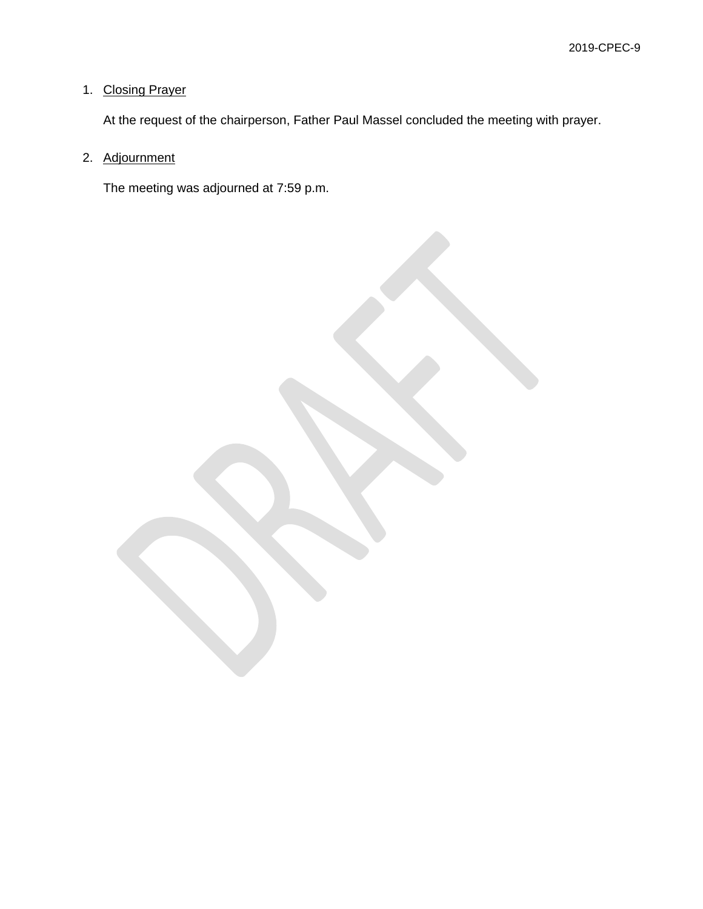1. <u>Closing Prayer</u>

   At the request of the chairperson, Father Paul Massel concluded the meeting with prayer.

2. <u>Adjournment</u>

   The meeting was adjourned at 7:59 p.m.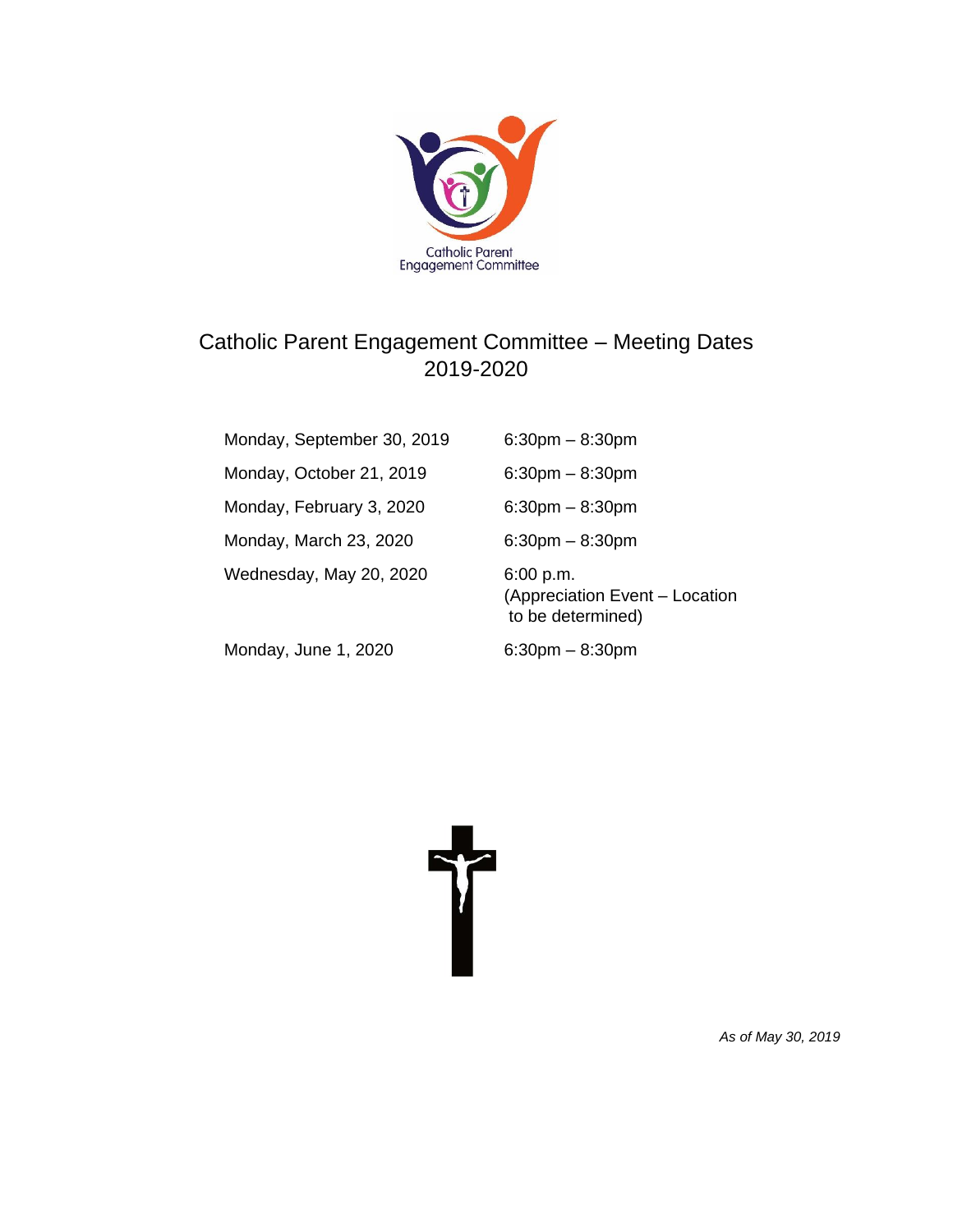Catholic Parent
Engagement Committee

# Catholic Parent Engagement Committee – Meeting Dates 2019-2020

| | |
|---|---|
| Monday, September 30, 2019 | 6:30pm – 8:30pm |
| Monday, October 21, 2019 | 6:30pm – 8:30pm |
| Monday, February 3, 2020 | 6:30pm – 8:30pm |
| Monday, March 23, 2020 | 6:30pm – 8:30pm |
| Wednesday, May 20, 2020 | 6:00 p.m. (Appreciation Event – Location to be determined) |
| Monday, June 1, 2020 | 6:30pm – 8:30pm |

*As of May 30, 2019*